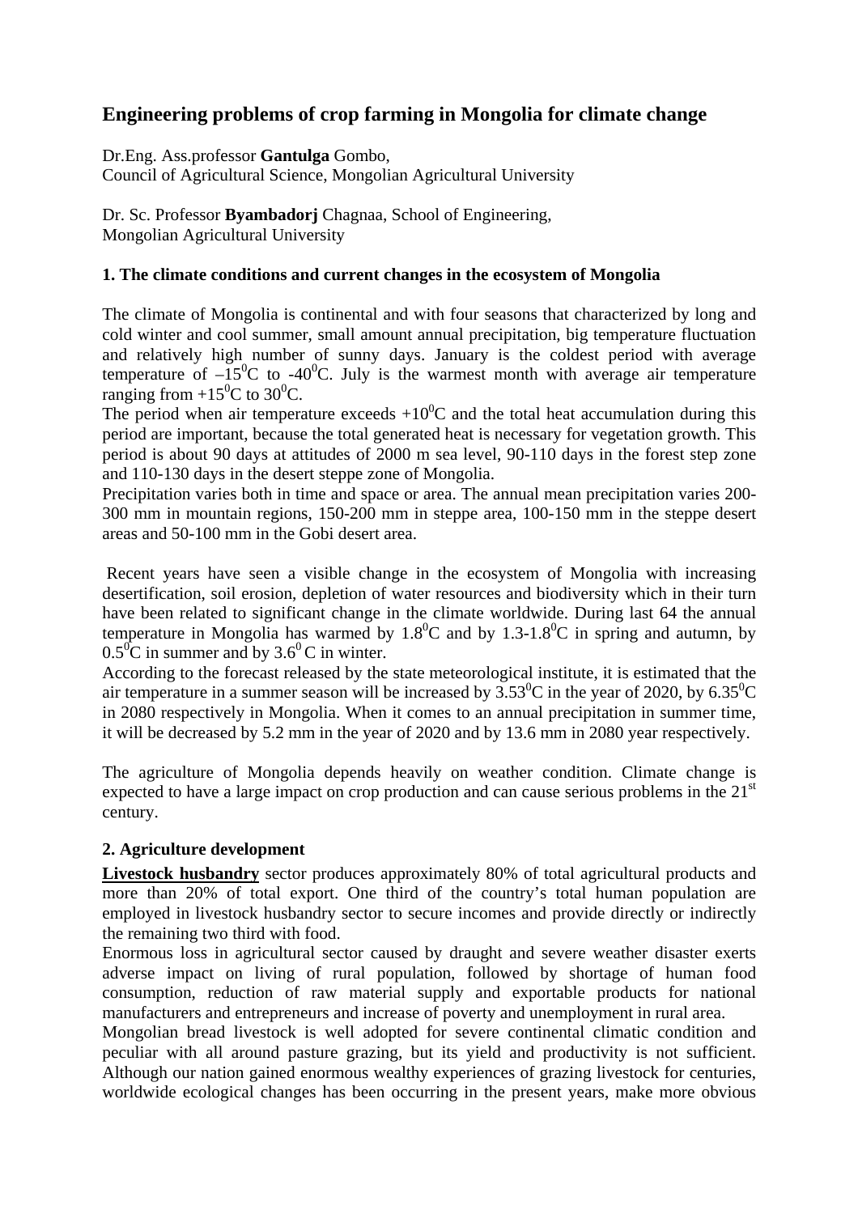# Engineering problems of crop farming in Mongolia for climate change

Dr.Eng. Ass.professor **Gantulga** Gombo,
Council of Agricultural Science, Mongolian Agricultural University

Dr. Sc. Professor **Byambadorj** Chagnaa, School of Engineering,
Mongolian Agricultural University

## 1. The climate conditions and current changes in the ecosystem of Mongolia

The climate of Mongolia is continental and with four seasons that characterized by long and cold winter and cool summer, small amount annual precipitation, big temperature fluctuation and relatively high number of sunny days. January is the coldest period with average temperature of $-15^0$C to $-40^0$C. July is the warmest month with average air temperature ranging from $+15^0$C to $30^0$C.

The period when air temperature exceeds $+10^0$C and the total heat accumulation during this period are important, because the total generated heat is necessary for vegetation growth. This period is about 90 days at attitudes of 2000 m sea level, 90-110 days in the forest step zone and 110-130 days in the desert steppe zone of Mongolia.

Precipitation varies both in time and space or area. The annual mean precipitation varies 200-300 mm in mountain regions, 150-200 mm in steppe area, 100-150 mm in the steppe desert areas and 50-100 mm in the Gobi desert area.

Recent years have seen a visible change in the ecosystem of Mongolia with increasing desertification, soil erosion, depletion of water resources and biodiversity which in their turn have been related to significant change in the climate worldwide. During last 64 the annual temperature in Mongolia has warmed by $1.8^0$C and by $1.3\text{-}1.8^0$C in spring and autumn, by $0.5^0$C in summer and by $3.6^0$C in winter.

According to the forecast released by the state meteorological institute, it is estimated that the air temperature in a summer season will be increased by $3.53^0$C in the year of 2020, by $6.35^0$C in 2080 respectively in Mongolia. When it comes to an annual precipitation in summer time, it will be decreased by 5.2 mm in the year of 2020 and by 13.6 mm in 2080 year respectively.

The agriculture of Mongolia depends heavily on weather condition. Climate change is expected to have a large impact on crop production and can cause serious problems in the 21[st] century.

## 2. Agriculture development

**Livestock husbandry** sector produces approximately 80% of total agricultural products and more than 20% of total export. One third of the country's total human population are employed in livestock husbandry sector to secure incomes and provide directly or indirectly the remaining two third with food.

Enormous loss in agricultural sector caused by draught and severe weather disaster exerts adverse impact on living of rural population, followed by shortage of human food consumption, reduction of raw material supply and exportable products for national manufacturers and entrepreneurs and increase of poverty and unemployment in rural area.

Mongolian bread livestock is well adopted for severe continental climatic condition and peculiar with all around pasture grazing, but its yield and productivity is not sufficient. Although our nation gained enormous wealthy experiences of grazing livestock for centuries, worldwide ecological changes has been occurring in the present years, make more obvious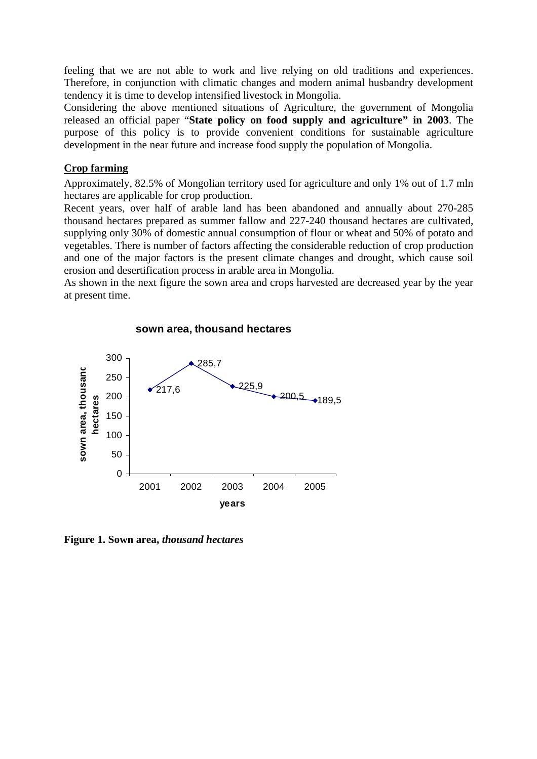feeling that we are not able to work and live relying on old traditions and experiences. Therefore, in conjunction with climatic changes and modern animal husbandry development tendency it is time to develop intensified livestock in Mongolia.

Considering the above mentioned situations of Agriculture, the government of Mongolia released an official paper "**State policy on food supply and agriculture" in 2003**. The purpose of this policy is to provide convenient conditions for sustainable agriculture development in the near future and increase food supply the population of Mongolia.

## Crop farming

Approximately, 82.5% of Mongolian territory used for agriculture and only 1% out of 1.7 mln hectares are applicable for crop production.

Recent years, over half of arable land has been abandoned and annually about 270-285 thousand hectares prepared as summer fallow and 227-240 thousand hectares are cultivated, supplying only 30% of domestic annual consumption of flour or wheat and 50% of potato and vegetables. There is number of factors affecting the considerable reduction of crop production and one of the major factors is the present climate changes and drought, which cause soil erosion and desertification process in arable area in Mongolia.

As shown in the next figure the sown area and crops harvested are decreased year by the year at present time.

**sown area, thousand hectares**

| years | 2001 | 2002 | 2003 | 2004 | 2005 |
|---|---|---|---|---|---|
| sown area, thousand hectares | 217,6 | 285,7 | 225,9 | 200,5 | 189,5 |

**Figure 1. Sown area,** ***thousand hectares***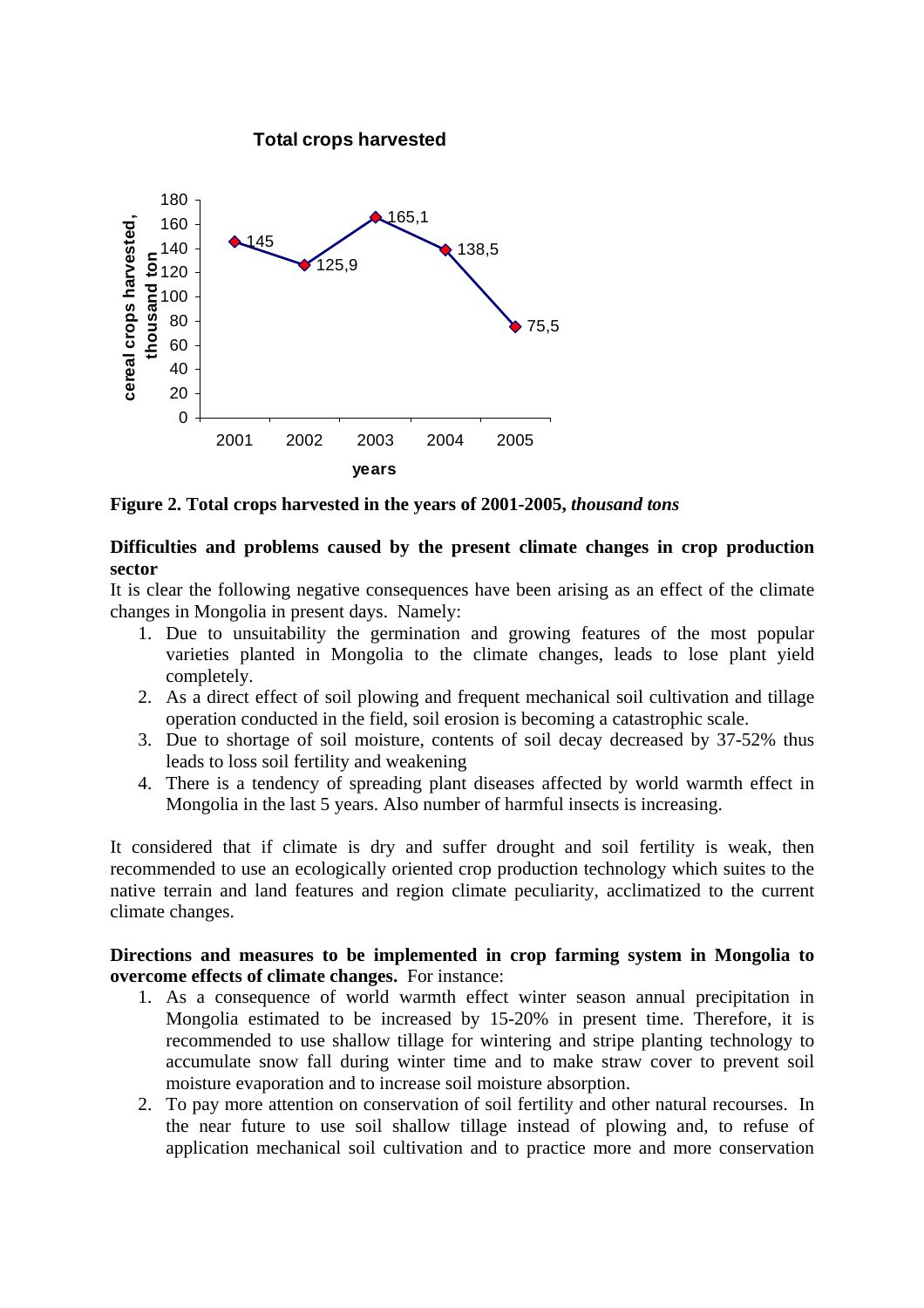**Figure 2. Total crops harvested in the years of 2001-2005,** ***thousand tons***

**Difficulties and problems caused by the present climate changes in crop production sector**

It is clear the following negative consequences have been arising as an effect of the climate changes in Mongolia in present days. Namely:

1. Due to unsuitability the germination and growing features of the most popular varieties planted in Mongolia to the climate changes, leads to lose plant yield completely.
2. As a direct effect of soil plowing and frequent mechanical soil cultivation and tillage operation conducted in the field, soil erosion is becoming a catastrophic scale.
3. Due to shortage of soil moisture, contents of soil decay decreased by 37-52% thus leads to loss soil fertility and weakening
4. There is a tendency of spreading plant diseases affected by world warmth effect in Mongolia in the last 5 years. Also number of harmful insects is increasing.

It considered that if climate is dry and suffer drought and soil fertility is weak, then recommended to use an ecologically oriented crop production technology which suites to the native terrain and land features and region climate peculiarity, acclimatized to the current climate changes.

**Directions and measures to be implemented in crop farming system in Mongolia to overcome effects of climate changes.** For instance:

1. As a consequence of world warmth effect winter season annual precipitation in Mongolia estimated to be increased by 15-20% in present time. Therefore, it is recommended to use shallow tillage for wintering and stripe planting technology to accumulate snow fall during winter time and to make straw cover to prevent soil moisture evaporation and to increase soil moisture absorption.
2. To pay more attention on conservation of soil fertility and other natural recourses. In the near future to use soil shallow tillage instead of plowing and, to refuse of application mechanical soil cultivation and to practice more and more conservation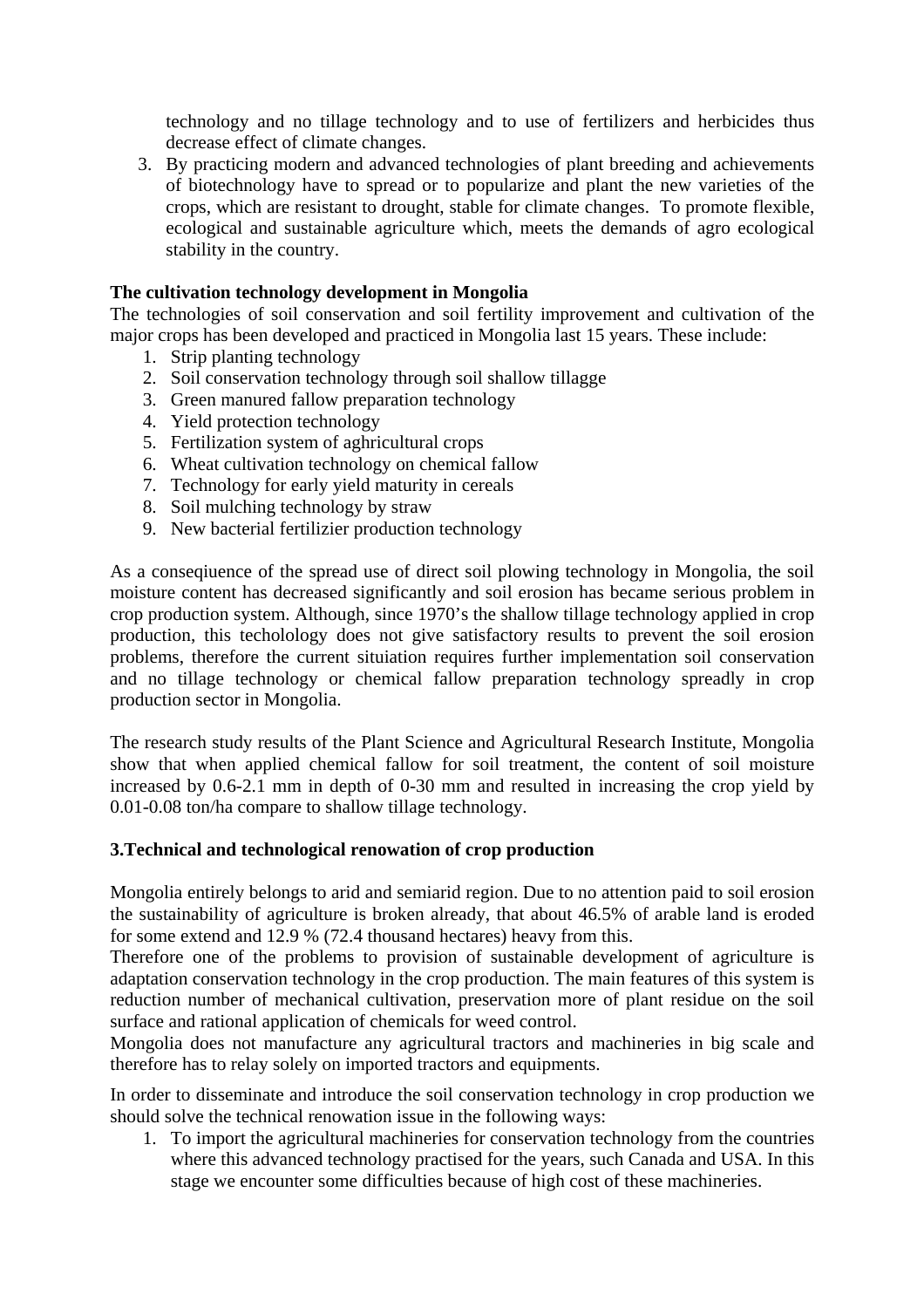technology and no tillage technology and to use of fertilizers and herbicides thus decrease effect of climate changes.

3. By practicing modern and advanced technologies of plant breeding and achievements of biotechnology have to spread or to popularize and plant the new varieties of the crops, which are resistant to drought, stable for climate changes. To promote flexible, ecological and sustainable agriculture which, meets the demands of agro ecological stability in the country.

**The cultivation technology development in Mongolia**

The technologies of soil conservation and soil fertility improvement and cultivation of the major crops has been developed and practiced in Mongolia last 15 years. These include:

1. Strip planting technology
2. Soil conservation technology through soil shallow tillagge
3. Green manured fallow preparation technology
4. Yield protection technology
5. Fertilization system of aghricultural crops
6. Wheat cultivation technology on chemical fallow
7. Technology for early yield maturity in cereals
8. Soil mulching technology by straw
9. New bacterial fertilizier production technology

As a conseqiuence of the spread use of direct soil plowing technology in Mongolia, the soil moisture content has decreased significantly and soil erosion has became serious problem in crop production system. Although, since 1970's the shallow tillage technology applied in crop production, this techolology does not give satisfactory results to prevent the soil erosion problems, therefore the current situiation requires further implementation soil conservation and no tillage technology or chemical fallow preparation technology spreadly in crop production sector in Mongolia.

The research study results of the Plant Science and Agricultural Research Institute, Mongolia show that when applied chemical fallow for soil treatment, the content of soil moisture increased by 0.6-2.1 mm in depth of 0-30 mm and resulted in increasing the crop yield by 0.01-0.08 ton/ha compare to shallow tillage technology.

**3.Technical and technological renowation of crop production**

Mongolia entirely belongs to arid and semiarid region. Due to no attention paid to soil erosion the sustainability of agriculture is broken already, that about 46.5% of arable land is eroded for some extend and 12.9 % (72.4 thousand hectares) heavy from this.

Therefore one of the problems to provision of sustainable development of agriculture is adaptation conservation technology in the crop production. The main features of this system is reduction number of mechanical cultivation, preservation more of plant residue on the soil surface and rational application of chemicals for weed control.

Mongolia does not manufacture any agricultural tractors and machineries in big scale and therefore has to relay solely on imported tractors and equipments.

In order to disseminate and introduce the soil conservation technology in crop production we should solve the technical renowation issue in the following ways:

1. To import the agricultural machineries for conservation technology from the countries where this advanced technology practised for the years, such Canada and USA. In this stage we encounter some difficulties because of high cost of these machineries.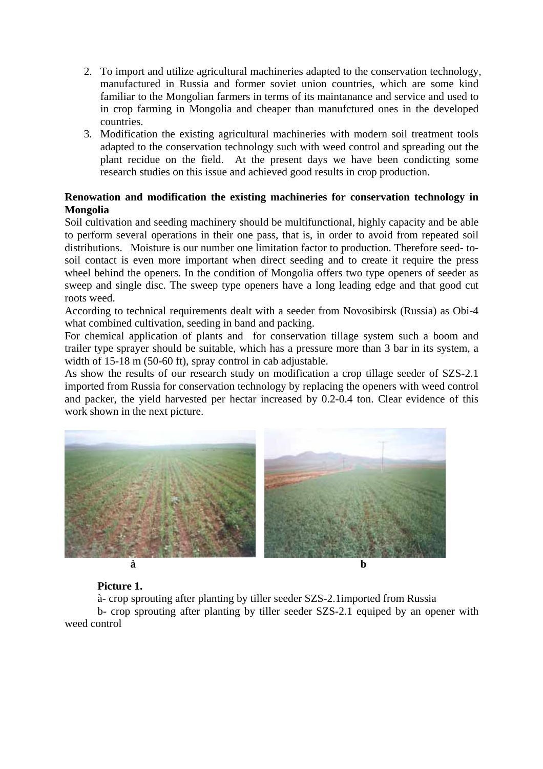2. To import and utilize agricultural machineries adapted to the conservation technology, manufactured in Russia and former soviet union countries, which are some kind familiar to the Mongolian farmers in terms of its maintanance and service and used to in crop farming in Mongolia and cheaper than manufctured ones in the developed countries.
3. Modification the existing agricultural machineries with modern soil treatment tools adapted to the conservation technology such with weed control and spreading out the plant recidue on the field. At the present days we have been condicting some research studies on this issue and achieved good results in crop production.

**Renowation and modification the existing machineries for conservation technology in Mongolia**

Soil cultivation and seeding machinery should be multifunctional, highly capacity and be able to perform several operations in their one pass, that is, in order to avoid from repeated soil distributions. Moisture is our number one limitation factor to production. Therefore seed- to-soil contact is even more important when direct seeding and to create it require the press wheel behind the openers. In the condition of Mongolia offers two type openers of seeder as sweep and single disc. The sweep type openers have a long leading edge and that good cut roots weed.

According to technical requirements dealt with a seeder from Novosibirsk (Russia) as Obi-4 what combined cultivation, seeding in band and packing.

For chemical application of plants and for conservation tillage system such a boom and trailer type sprayer should be suitable, which has a pressure more than 3 bar in its system, a width of 15-18 m (50-60 ft), spray control in cab adjustable.

As show the results of our research study on modification a crop tillage seeder of SZS-2.1 imported from Russia for conservation technology by replacing the openers with weed control and packer, the yield harvested per hectar increased by 0.2-0.4 ton. Clear evidence of this work shown in the next picture.

**à** **b**

**Picture 1.**

à- crop sprouting after planting by tiller seeder SZS-2.1imported from Russia

b- crop sprouting after planting by tiller seeder SZS-2.1 equiped by an opener with weed control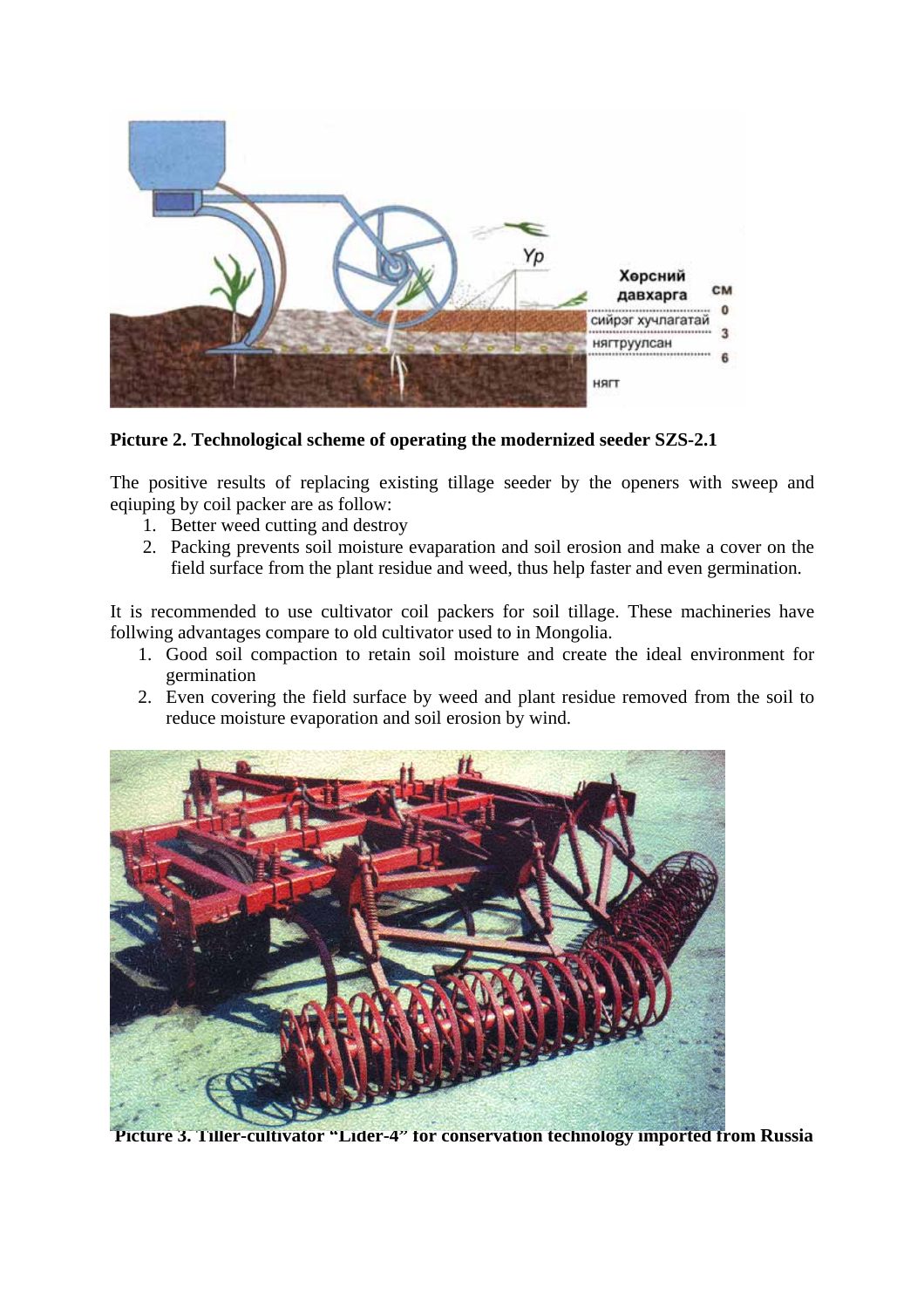**Picture 2. Technological scheme of operating the modernized seeder SZS-2.1**

The positive results of replacing existing tillage seeder by the openers with sweep and eqiuping by coil packer are as follow:

1. Better weed cutting and destroy
2. Packing prevents soil moisture evaparation and soil erosion and make a cover on the field surface from the plant residue and weed, thus help faster and even germination.

It is recommended to use cultivator coil packers for soil tillage. These machineries have follwing advantages compare to old cultivator used to in Mongolia.

1. Good soil compaction to retain soil moisture and create the ideal environment for germination
2. Even covering the field surface by weed and plant residue removed from the soil to reduce moisture evaporation and soil erosion by wind.

**Picture 3. Tiller-cultivator "Lider-4" for conservation technology imported from Russia**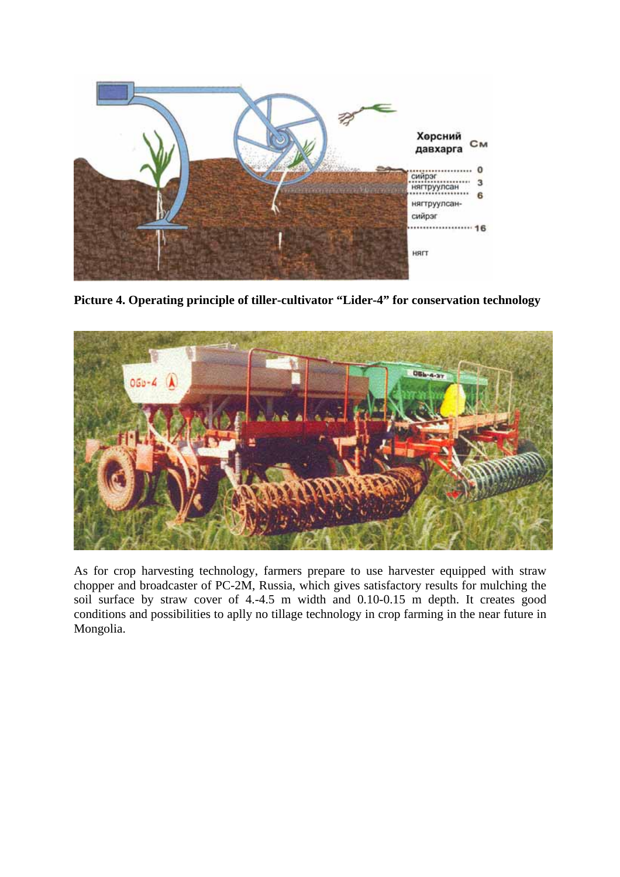**Picture 4. Operating principle of tiller-cultivator "Lider-4" for conservation technology**

As for crop harvesting technology, farmers prepare to use harvester equipped with straw chopper and broadcaster of PC-2M, Russia, which gives satisfactory results for mulching the soil surface by straw cover of 4.-4.5 m width and 0.10-0.15 m depth. It creates good conditions and possibilities to aplly no tillage technology in crop farming in the near future in Mongolia.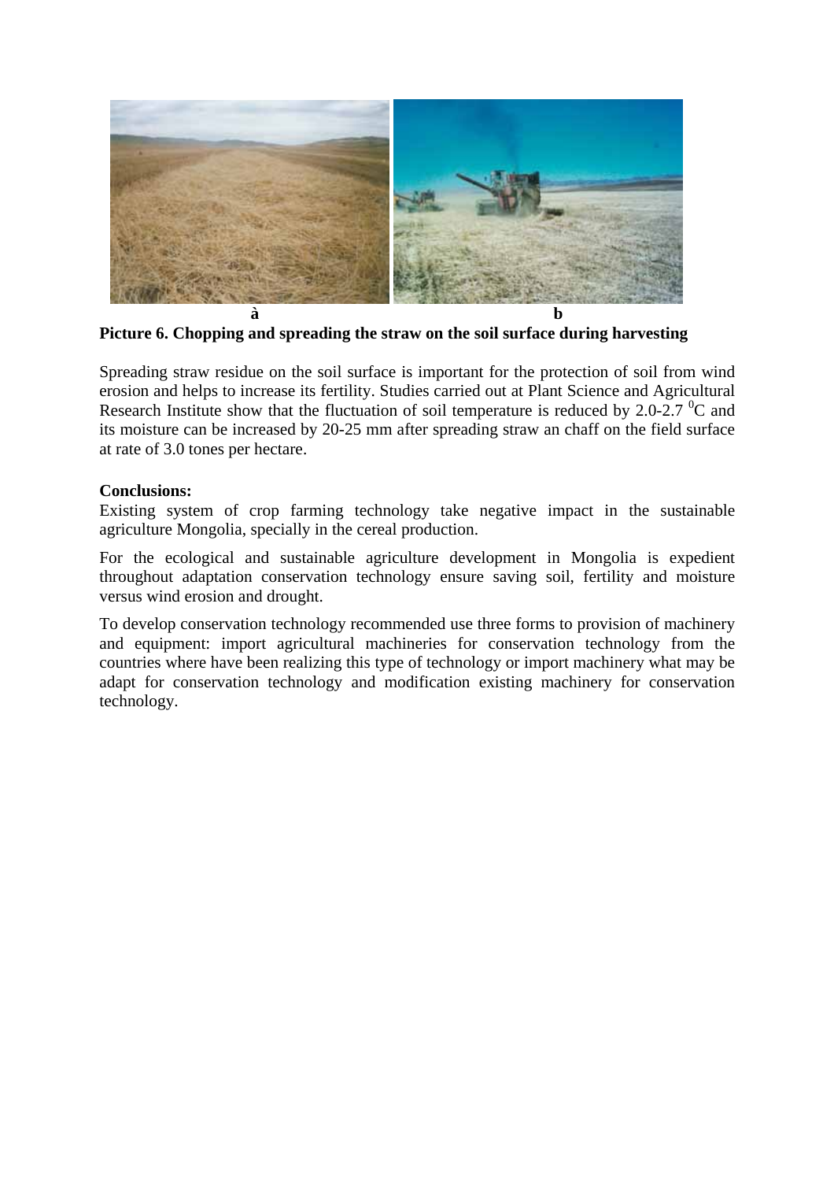à b

**Picture 6. Chopping and spreading the straw on the soil surface during harvesting**

Spreading straw residue on the soil surface is important for the protection of soil from wind erosion and helps to increase its fertility. Studies carried out at Plant Science and Agricultural Research Institute show that the fluctuation of soil temperature is reduced by 2.0-2.7 $^{0}$C and its moisture can be increased by 20-25 mm after spreading straw an chaff on the field surface at rate of 3.0 tones per hectare.

**Conclusions:**

Existing system of crop farming technology take negative impact in the sustainable agriculture Mongolia, specially in the cereal production.

For the ecological and sustainable agriculture development in Mongolia is expedient throughout adaptation conservation technology ensure saving soil, fertility and moisture versus wind erosion and drought.

To develop conservation technology recommended use three forms to provision of machinery and equipment: import agricultural machineries for conservation technology from the countries where have been realizing this type of technology or import machinery what may be adapt for conservation technology and modification existing machinery for conservation technology.